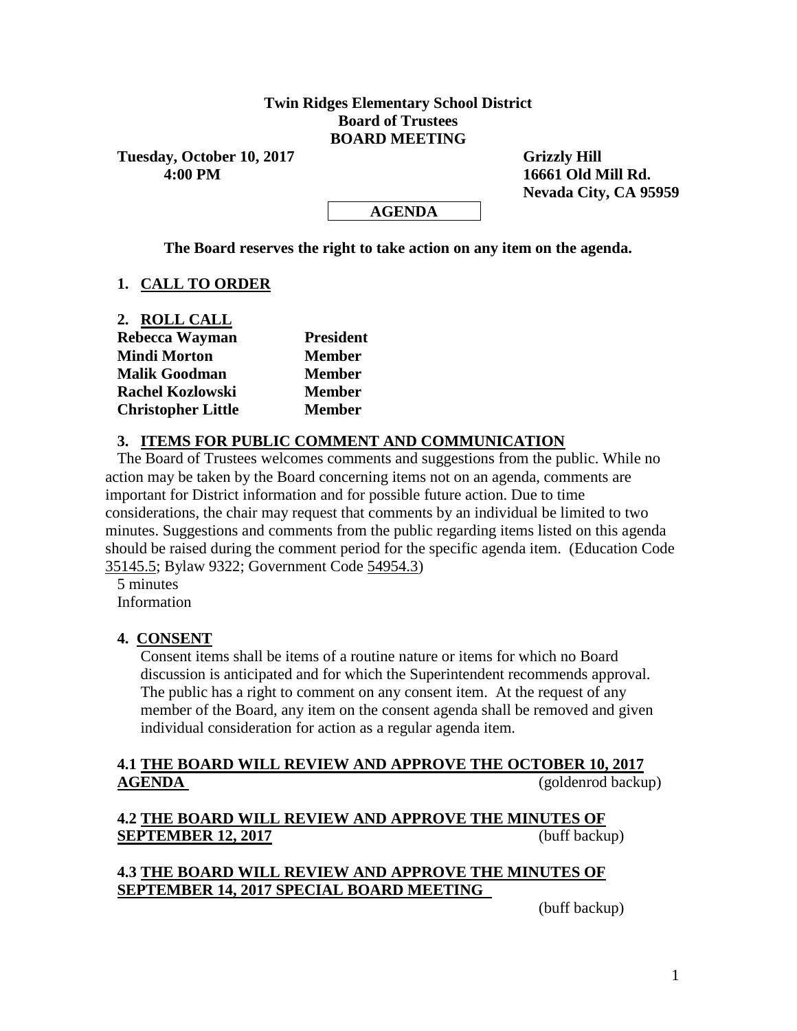**Twin Ridges Elementary School District**
**Board of Trustees**
**BOARD MEETING**

**Tuesday, October 10, 2017**
**4:00 PM**

**Grizzly Hill**
**16661 Old Mill Rd.**
**Nevada City, CA 95959**

**AGENDA**

**The Board reserves the right to take action on any item on the agenda.**

## 1. CALL TO ORDER

## 2. ROLL CALL

| | |
|---|---|
| **Rebecca Wayman** | **President** |
| **Mindi Morton** | **Member** |
| **Malik Goodman** | **Member** |
| **Rachel Kozlowski** | **Member** |
| **Christopher Little** | **Member** |

## 3. ITEMS FOR PUBLIC COMMENT AND COMMUNICATION

The Board of Trustees welcomes comments and suggestions from the public. While no action may be taken by the Board concerning items not on an agenda, comments are important for District information and for possible future action. Due to time considerations, the chair may request that comments by an individual be limited to two minutes. Suggestions and comments from the public regarding items listed on this agenda should be raised during the comment period for the specific agenda item. (Education Code 35145.5; Bylaw 9322; Government Code 54954.3)

5 minutes
Information

## 4. CONSENT

Consent items shall be items of a routine nature or items for which no Board discussion is anticipated and for which the Superintendent recommends approval. The public has a right to comment on any consent item. At the request of any member of the Board, any item on the consent agenda shall be removed and given individual consideration for action as a regular agenda item.

### 4.1 THE BOARD WILL REVIEW AND APPROVE THE OCTOBER 10, 2017 AGENDA

(goldenrod backup)

### 4.2 THE BOARD WILL REVIEW AND APPROVE THE MINUTES OF SEPTEMBER 12, 2017

(buff backup)

### 4.3 THE BOARD WILL REVIEW AND APPROVE THE MINUTES OF SEPTEMBER 14, 2017 SPECIAL BOARD MEETING

(buff backup)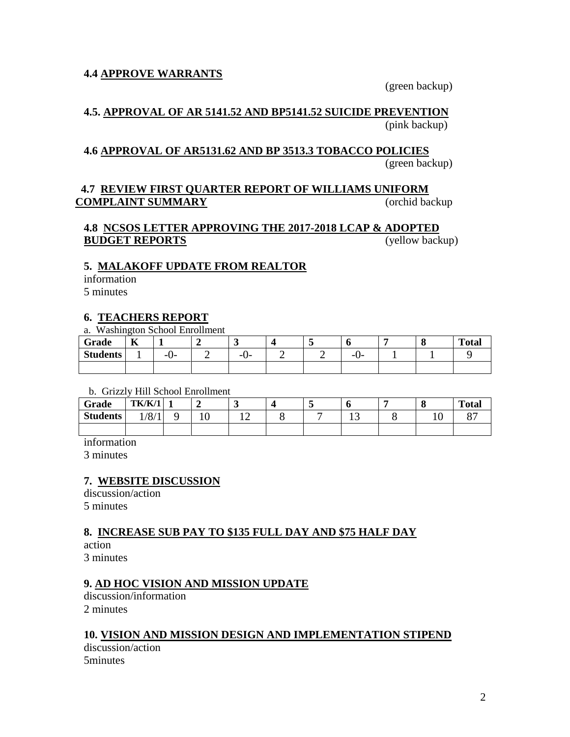**4.4 APPROVE WARRANTS**

(green backup)

**4.5. APPROVAL OF AR 5141.52 AND BP5141.52 SUICIDE PREVENTION**

(pink backup)

**4.6 APPROVAL OF AR5131.62 AND BP 3513.3 TOBACCO POLICIES**

(green backup)

**4.7 REVIEW FIRST QUARTER REPORT OF WILLIAMS UNIFORM COMPLAINT SUMMARY**

(orchid backup

**4.8 NCSOS LETTER APPROVING THE 2017-2018 LCAP & ADOPTED BUDGET REPORTS**

(yellow backup)

**5. MALAKOFF UPDATE FROM REALTOR**

information
5 minutes

**6. TEACHERS REPORT**

a. Washington School Enrollment

| Grade | K | 1 | 2 | 3 | 4 | 5 | 6 | 7 | 8 | Total |
|---|---|---|---|---|---|---|---|---|---|---|
| Students | 1 | -0- | 2 | -0- | 2 | 2 | -0- | 1 | 1 | 9 |
| | | | | | | | | | | |

b. Grizzly Hill School Enrollment

| Grade | TK/K/1 | 1 | 2 | 3 | 4 | 5 | 6 | 7 | 8 | Total |
|---|---|---|---|---|---|---|---|---|---|---|
| Students | 1/8/1 | 9 | 10 | 12 | 8 | 7 | 13 | 8 | 10 | 87 |
| | | | | | | | | | | |

information
3 minutes

**7. WEBSITE DISCUSSION**

discussion/action
5 minutes

**8. INCREASE SUB PAY TO $135 FULL DAY AND $75 HALF DAY**

action
3 minutes

**9. AD HOC VISION AND MISSION UPDATE**

discussion/information
2 minutes

**10. VISION AND MISSION DESIGN AND IMPLEMENTATION STIPEND**

discussion/action
5minutes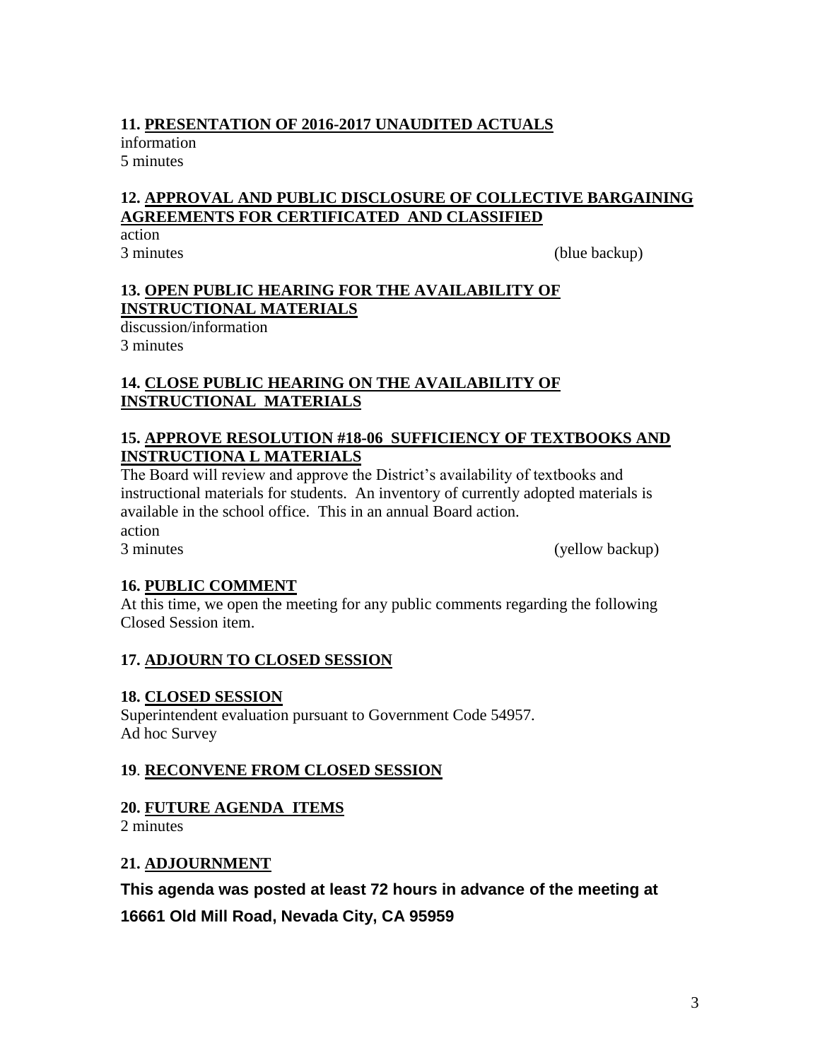**11. PRESENTATION OF 2016-2017 UNAUDITED ACTUALS**

information

5 minutes

**12. APPROVAL AND PUBLIC DISCLOSURE OF COLLECTIVE BARGAINING AGREEMENTS FOR CERTIFICATED AND CLASSIFIED**

action

3 minutes (blue backup)

**13. OPEN PUBLIC HEARING FOR THE AVAILABILITY OF INSTRUCTIONAL MATERIALS**

discussion/information

3 minutes

**14. CLOSE PUBLIC HEARING ON THE AVAILABILITY OF INSTRUCTIONAL MATERIALS**

**15. APPROVE RESOLUTION #18-06 SUFFICIENCY OF TEXTBOOKS AND INSTRUCTIONA L MATERIALS**

The Board will review and approve the District's availability of textbooks and instructional materials for students. An inventory of currently adopted materials is available in the school office. This in an annual Board action.

action

3 minutes (yellow backup)

**16. PUBLIC COMMENT**

At this time, we open the meeting for any public comments regarding the following Closed Session item.

**17. ADJOURN TO CLOSED SESSION**

**18. CLOSED SESSION**

Superintendent evaluation pursuant to Government Code 54957.

Ad hoc Survey

**19. RECONVENE FROM CLOSED SESSION**

**20. FUTURE AGENDA ITEMS**

2 minutes

**21. ADJOURNMENT**

**This agenda was posted at least 72 hours in advance of the meeting at 16661 Old Mill Road, Nevada City, CA 95959**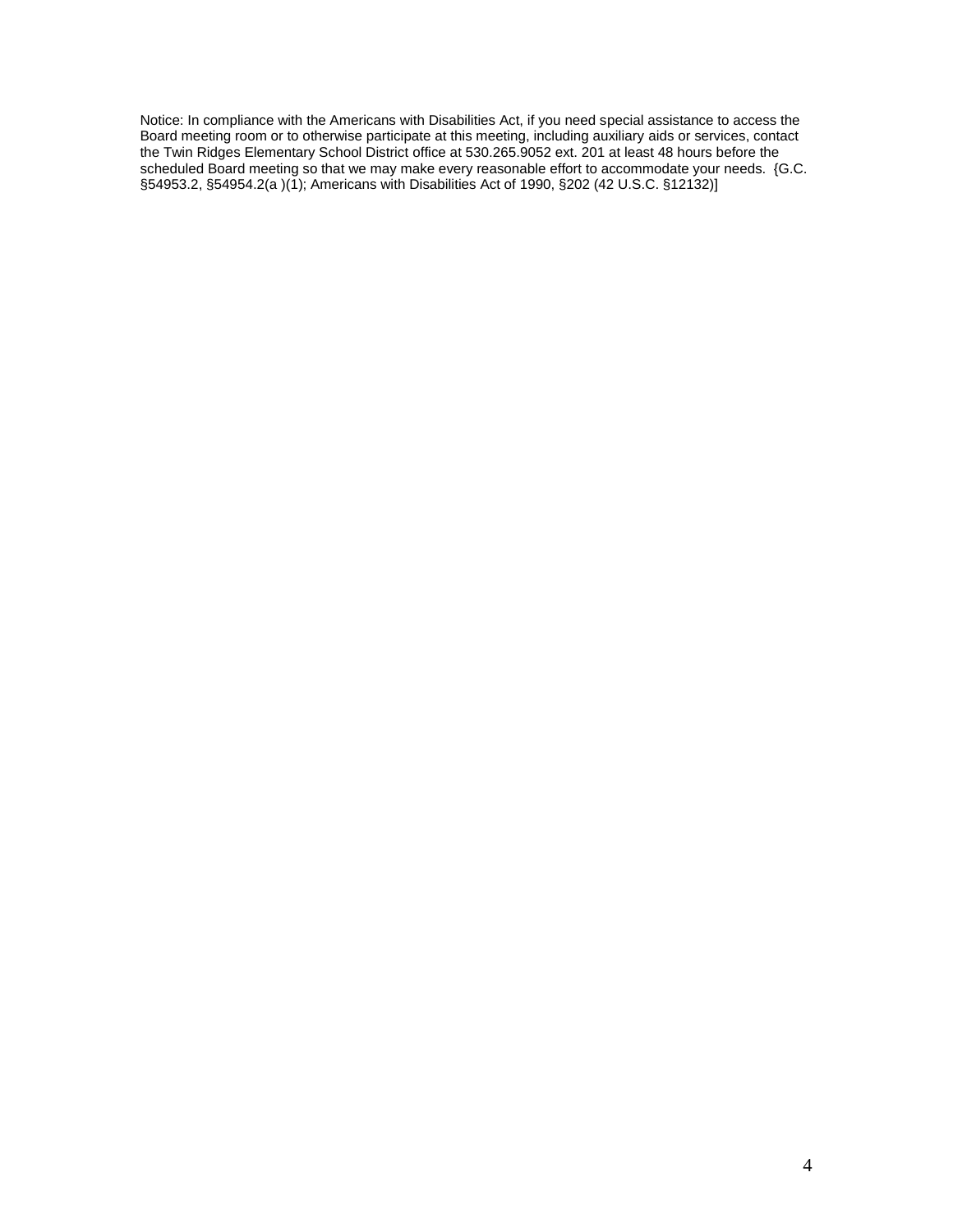Notice: In compliance with the Americans with Disabilities Act, if you need special assistance to access the Board meeting room or to otherwise participate at this meeting, including auxiliary aids or services, contact the Twin Ridges Elementary School District office at 530.265.9052 ext. 201 at least 48 hours before the scheduled Board meeting so that we may make every reasonable effort to accommodate your needs. {G.C. §54953.2, §54954.2(a )(1); Americans with Disabilities Act of 1990, §202 (42 U.S.C. §12132)]